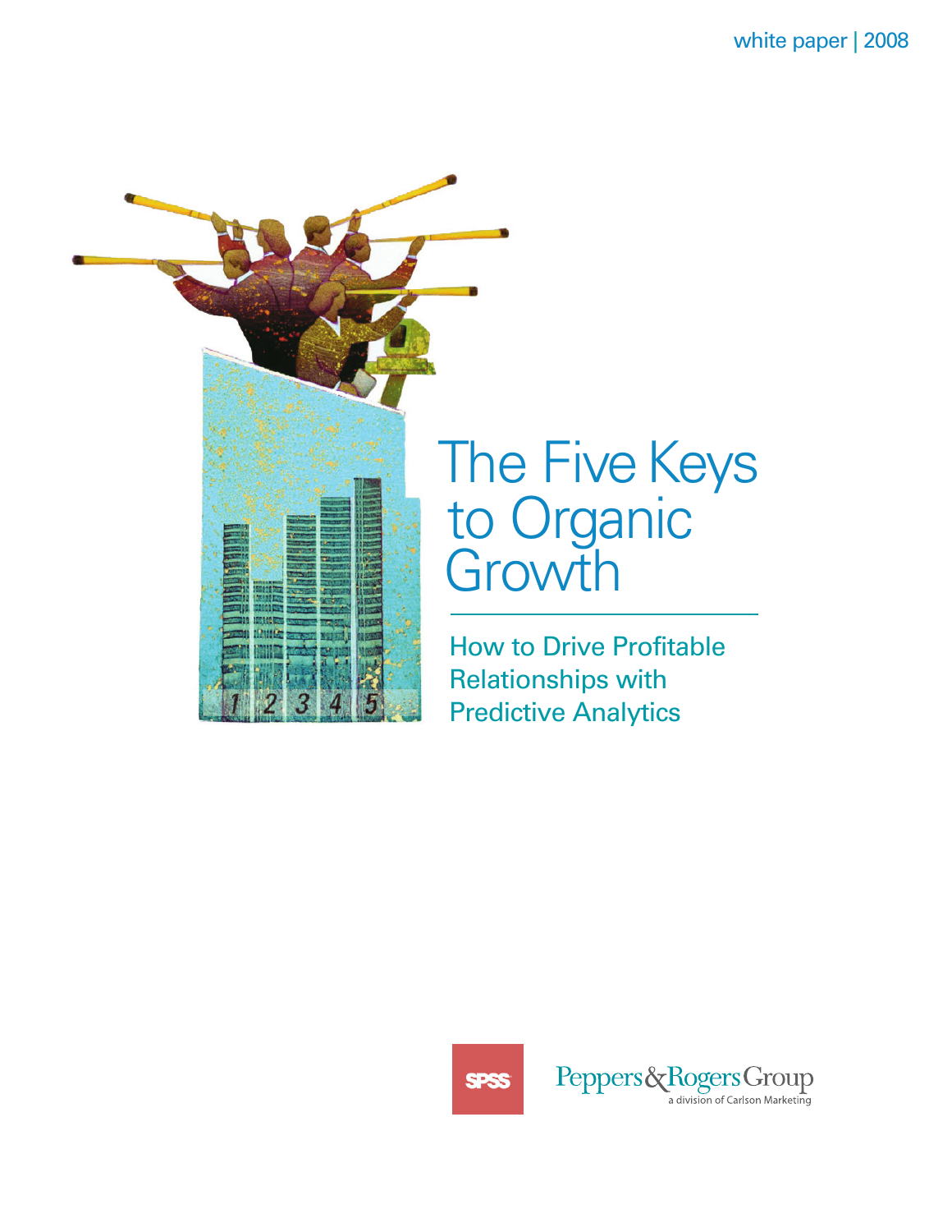white paper | 2008

# The Five Keys to Organic Growth

## How to Drive Profitable Relationships with Predictive Analytics

SPSS

Peppers & Rogers Group
a division of Carlson Marketing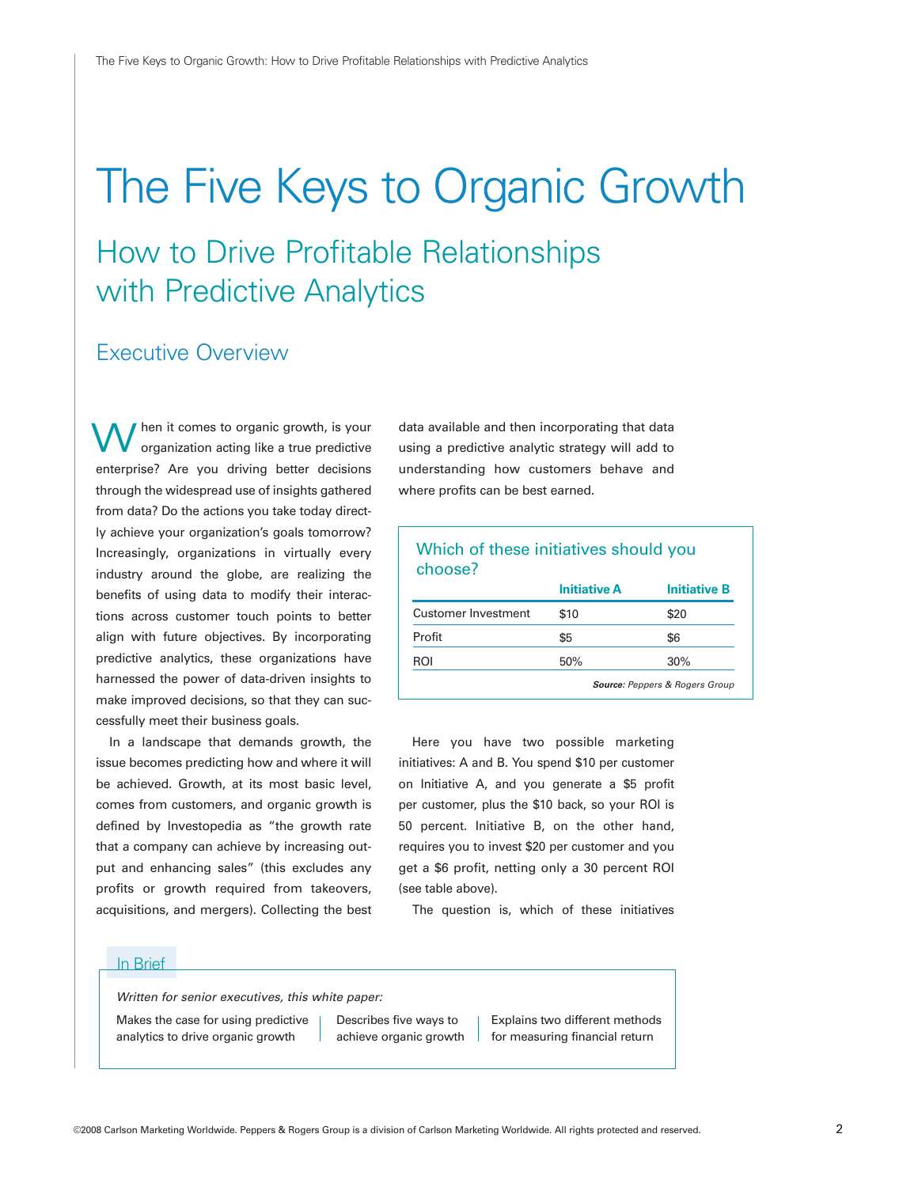# The Five Keys to Organic Growth

## How to Drive Profitable Relationships with Predictive Analytics

### Executive Overview

When it comes to organic growth, is your organization acting like a true predictive enterprise? Are you driving better decisions through the widespread use of insights gathered from data? Do the actions you take today directly achieve your organization's goals tomorrow? Increasingly, organizations in virtually every industry around the globe, are realizing the benefits of using data to modify their interactions across customer touch points to better align with future objectives. By incorporating predictive analytics, these organizations have harnessed the power of data-driven insights to make improved decisions, so that they can successfully meet their business goals.

In a landscape that demands growth, the issue becomes predicting how and where it will be achieved. Growth, at its most basic level, comes from customers, and organic growth is defined by Investopedia as "the growth rate that a company can achieve by increasing output and enhancing sales" (this excludes any profits or growth required from takeovers, acquisitions, and mergers). Collecting the best data available and then incorporating that data using a predictive analytic strategy will add to understanding how customers behave and where profits can be best earned.

**Which of these initiatives should you choose?**

| | Initiative A | Initiative B |
|---|---|---|
| Customer Investment | $10 | $20 |
| Profit | $5 | $6 |
| ROI | 50% | 30% |

***Source:*** *Peppers & Rogers Group*

Here you have two possible marketing initiatives: A and B. You spend $10 per customer on Initiative A, and you generate a $5 profit per customer, plus the $10 back, so your ROI is 50 percent. Initiative B, on the other hand, requires you to invest $20 per customer and you get a $6 profit, netting only a 30 percent ROI (see table above).

The question is, which of these initiatives

**In Brief**

*Written for senior executives, this white paper:*

- Makes the case for using predictive analytics to drive organic growth
- Describes five ways to achieve organic growth
- Explains two different methods for measuring financial return

©2008 Carlson Marketing Worldwide. Peppers & Rogers Group is a division of Carlson Marketing Worldwide. All rights protected and reserved.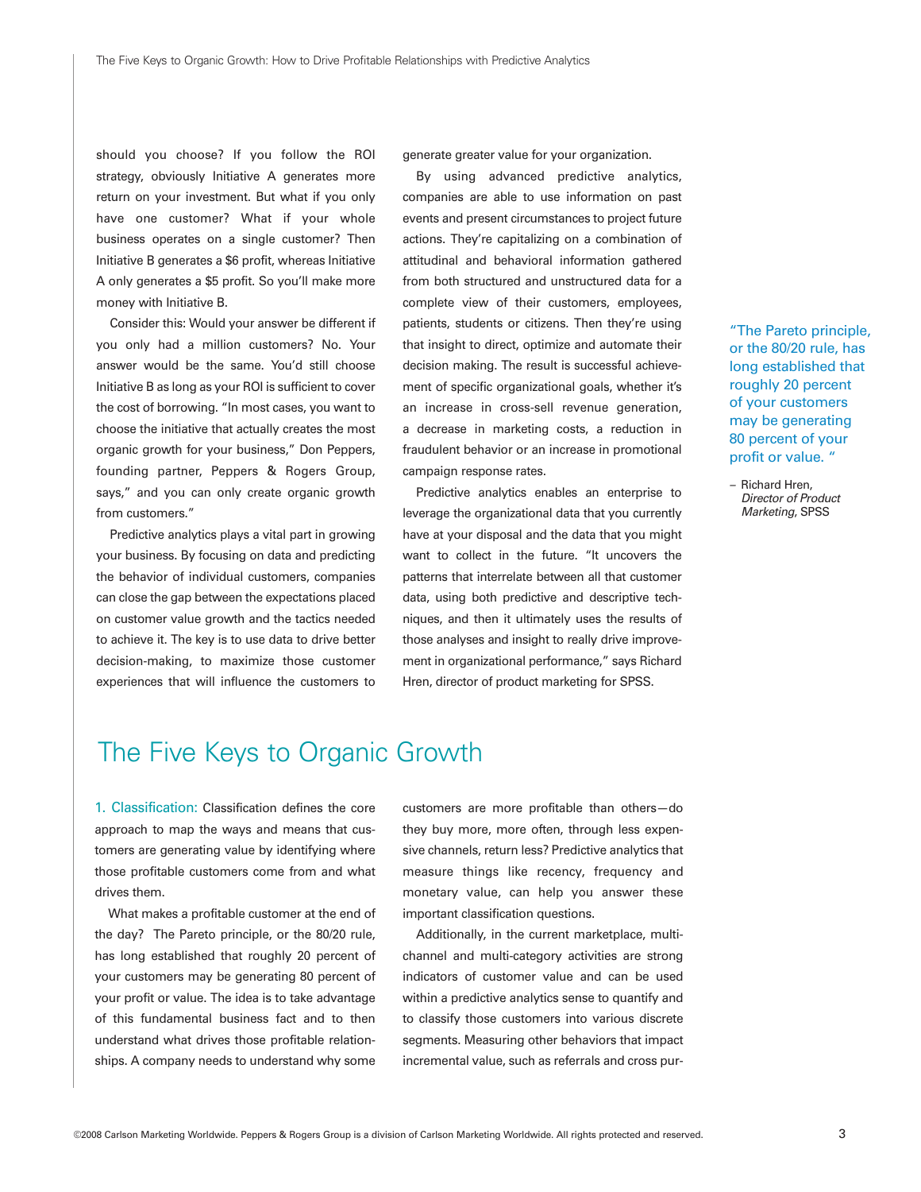should you choose? If you follow the ROI strategy, obviously Initiative A generates more return on your investment. But what if you only have one customer? What if your whole business operates on a single customer? Then Initiative B generates a $6 profit, whereas Initiative A only generates a $5 profit. So you'll make more money with Initiative B.

Consider this: Would your answer be different if you only had a million customers? No. Your answer would be the same. You'd still choose Initiative B as long as your ROI is sufficient to cover the cost of borrowing. "In most cases, you want to choose the initiative that actually creates the most organic growth for your business," Don Peppers, founding partner, Peppers & Rogers Group, says," and you can only create organic growth from customers."

Predictive analytics plays a vital part in growing your business. By focusing on data and predicting the behavior of individual customers, companies can close the gap between the expectations placed on customer value growth and the tactics needed to achieve it. The key is to use data to drive better decision-making, to maximize those customer experiences that will influence the customers to generate greater value for your organization.

By using advanced predictive analytics, companies are able to use information on past events and present circumstances to project future actions. They're capitalizing on a combination of attitudinal and behavioral information gathered from both structured and unstructured data for a complete view of their customers, employees, patients, students or citizens. Then they're using that insight to direct, optimize and automate their decision making. The result is successful achievement of specific organizational goals, whether it's an increase in cross-sell revenue generation, a decrease in marketing costs, a reduction in fraudulent behavior or an increase in promotional campaign response rates.

Predictive analytics enables an enterprise to leverage the organizational data that you currently have at your disposal and the data that you might want to collect in the future. "It uncovers the patterns that interrelate between all that customer data, using both predictive and descriptive techniques, and then it ultimately uses the results of those analyses and insight to really drive improvement in organizational performance," says Richard Hren, director of product marketing for SPSS.

> "The Pareto principle, or the 80/20 rule, has long established that roughly 20 percent of your customers may be generating 80 percent of your profit or value. "
>
> – Richard Hren, *Director of Product Marketing*, SPSS

## The Five Keys to Organic Growth

1. Classification: Classification defines the core approach to map the ways and means that customers are generating value by identifying where those profitable customers come from and what drives them.

What makes a profitable customer at the end of the day? The Pareto principle, or the 80/20 rule, has long established that roughly 20 percent of your customers may be generating 80 percent of your profit or value. The idea is to take advantage of this fundamental business fact and to then understand what drives those profitable relationships. A company needs to understand why some customers are more profitable than others—do they buy more, more often, through less expensive channels, return less? Predictive analytics that measure things like recency, frequency and monetary value, can help you answer these important classification questions.

Additionally, in the current marketplace, multichannel and multi-category activities are strong indicators of customer value and can be used within a predictive analytics sense to quantify and to classify those customers into various discrete segments. Measuring other behaviors that impact incremental value, such as referrals and cross pur-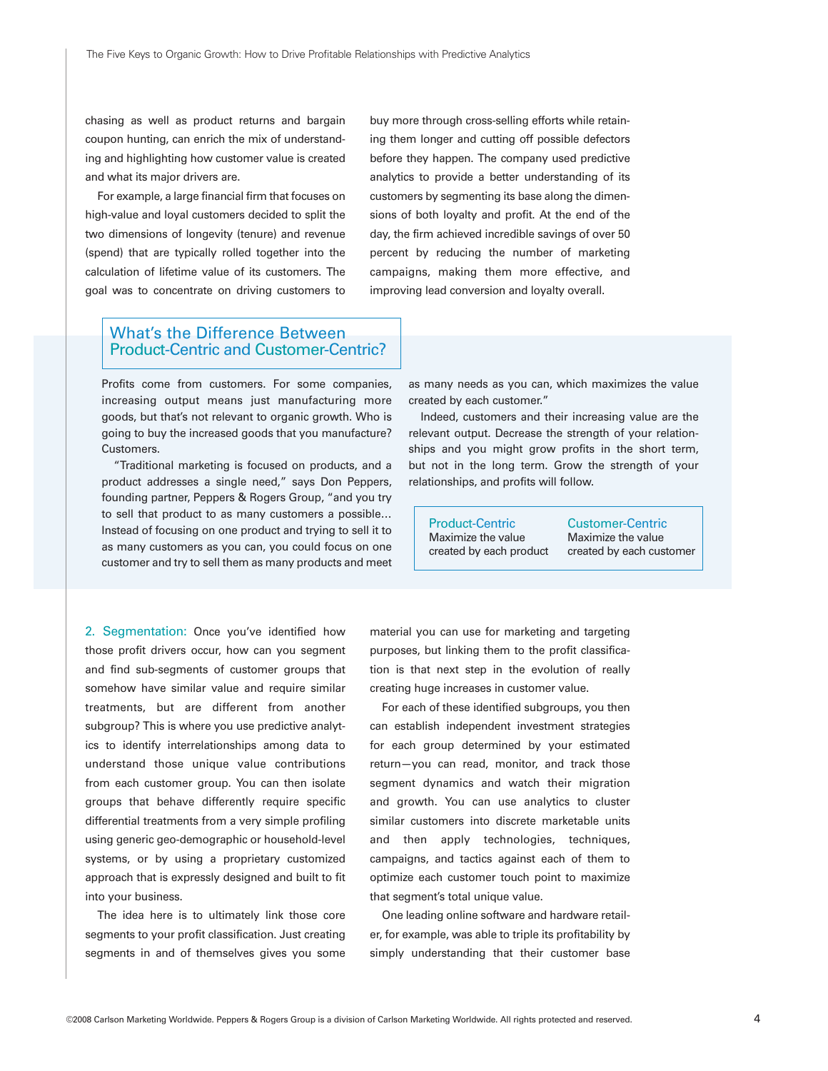chasing as well as product returns and bargain coupon hunting, can enrich the mix of understanding and highlighting how customer value is created and what its major drivers are.

For example, a large financial firm that focuses on high-value and loyal customers decided to split the two dimensions of longevity (tenure) and revenue (spend) that are typically rolled together into the calculation of lifetime value of its customers. The goal was to concentrate on driving customers to buy more through cross-selling efforts while retaining them longer and cutting off possible defectors before they happen. The company used predictive analytics to provide a better understanding of its customers by segmenting its base along the dimensions of both loyalty and profit. At the end of the day, the firm achieved incredible savings of over 50 percent by reducing the number of marketing campaigns, making them more effective, and improving lead conversion and loyalty overall.

## What's the Difference Between Product-Centric and Customer-Centric?

Profits come from customers. For some companies, increasing output means just manufacturing more goods, but that's not relevant to organic growth. Who is going to buy the increased goods that you manufacture? Customers.

"Traditional marketing is focused on products, and a product addresses a single need," says Don Peppers, founding partner, Peppers & Rogers Group, "and you try to sell that product to as many customers a possible… Instead of focusing on one product and trying to sell it to as many customers as you can, you could focus on one customer and try to sell them as many products and meet as many needs as you can, which maximizes the value created by each customer."

Indeed, customers and their increasing value are the relevant output. Decrease the strength of your relationships and you might grow profits in the short term, but not in the long term. Grow the strength of your relationships, and profits will follow.

| Product-Centric | Customer-Centric |
| --- | --- |
| Maximize the value created by each product | Maximize the value created by each customer |

2. Segmentation: Once you've identified how those profit drivers occur, how can you segment and find sub-segments of customer groups that somehow have similar value and require similar treatments, but are different from another subgroup? This is where you use predictive analytics to identify interrelationships among data to understand those unique value contributions from each customer group. You can then isolate groups that behave differently require specific differential treatments from a very simple profiling using generic geo-demographic or household-level systems, or by using a proprietary customized approach that is expressly designed and built to fit into your business.

The idea here is to ultimately link those core segments to your profit classification. Just creating segments in and of themselves gives you some material you can use for marketing and targeting purposes, but linking them to the profit classification is that next step in the evolution of really creating huge increases in customer value.

For each of these identified subgroups, you then can establish independent investment strategies for each group determined by your estimated return—you can read, monitor, and track those segment dynamics and watch their migration and growth. You can use analytics to cluster similar customers into discrete marketable units and then apply technologies, techniques, campaigns, and tactics against each of them to optimize each customer touch point to maximize that segment's total unique value.

One leading online software and hardware retailer, for example, was able to triple its profitability by simply understanding that their customer base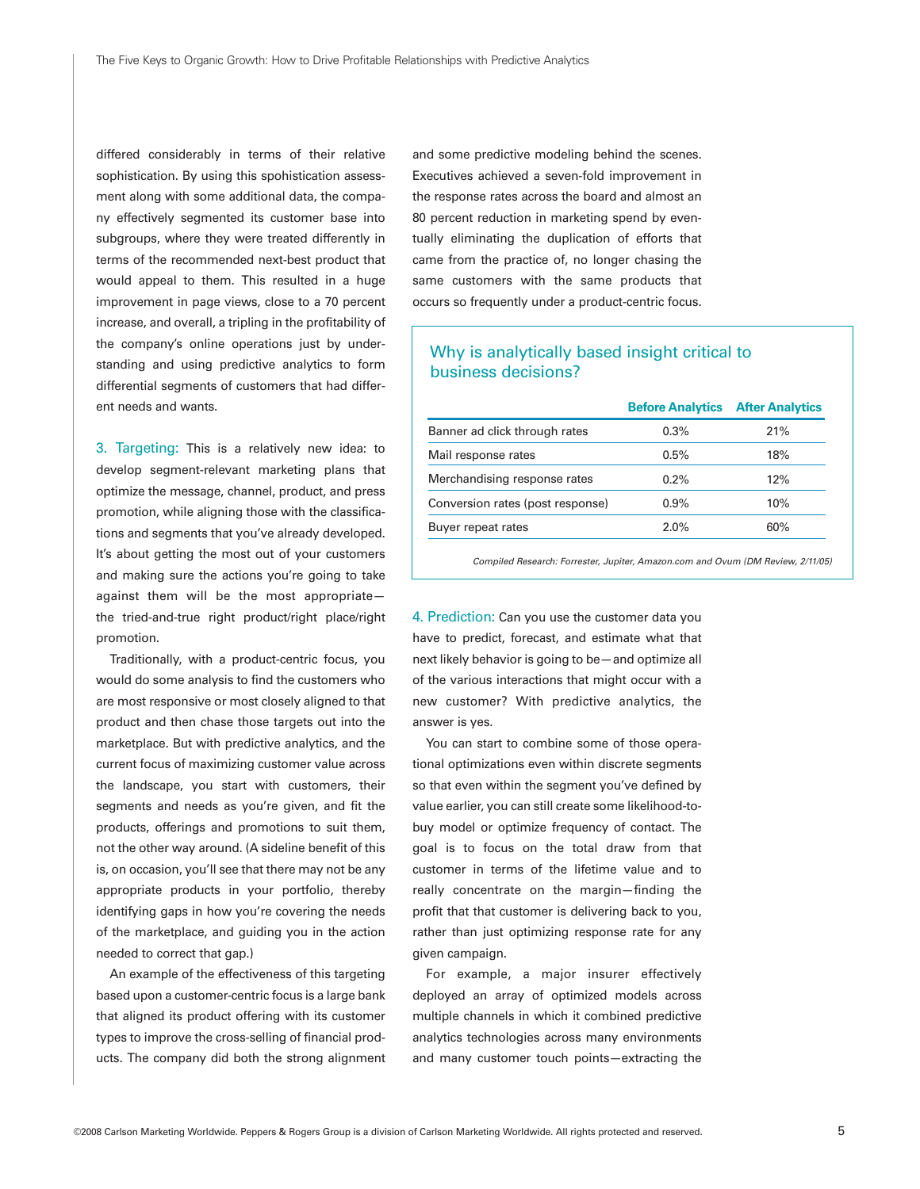differed considerably in terms of their relative sophistication. By using this spohistication assessment along with some additional data, the company effectively segmented its customer base into subgroups, where they were treated differently in terms of the recommended next-best product that would appeal to them. This resulted in a huge improvement in page views, close to a 70 percent increase, and overall, a tripling in the profitability of the company's online operations just by understanding and using predictive analytics to form differential segments of customers that had different needs and wants.

**3. Targeting:** This is a relatively new idea: to develop segment-relevant marketing plans that optimize the message, channel, product, and press promotion, while aligning those with the classifications and segments that you've already developed. It's about getting the most out of your customers and making sure the actions you're going to take against them will be the most appropriate—the tried-and-true right product/right place/right promotion.

Traditionally, with a product-centric focus, you would do some analysis to find the customers who are most responsive or most closely aligned to that product and then chase those targets out into the marketplace. But with predictive analytics, and the current focus of maximizing customer value across the landscape, you start with customers, their segments and needs as you're given, and fit the products, offerings and promotions to suit them, not the other way around. (A sideline benefit of this is, on occasion, you'll see that there may not be any appropriate products in your portfolio, thereby identifying gaps in how you're covering the needs of the marketplace, and guiding you in the action needed to correct that gap.)

An example of the effectiveness of this targeting based upon a customer-centric focus is a large bank that aligned its product offering with its customer types to improve the cross-selling of financial products. The company did both the strong alignment and some predictive modeling behind the scenes. Executives achieved a seven-fold improvement in the response rates across the board and almost an 80 percent reduction in marketing spend by eventually eliminating the duplication of efforts that came from the practice of, no longer chasing the same customers with the same products that occurs so frequently under a product-centric focus.

## Why is analytically based insight critical to business decisions?

| | Before Analytics | After Analytics |
|---|---|---|
| Banner ad click through rates | 0.3% | 21% |
| Mail response rates | 0.5% | 18% |
| Merchandising response rates | 0.2% | 12% |
| Conversion rates (post response) | 0.9% | 10% |
| Buyer repeat rates | 2.0% | 60% |

*Compiled Research: Forrester, Jupiter, Amazon.com and Ovum (DM Review, 2/11/05)*

**4. Prediction:** Can you use the customer data you have to predict, forecast, and estimate what that next likely behavior is going to be—and optimize all of the various interactions that might occur with a new customer? With predictive analytics, the answer is yes.

You can start to combine some of those operational optimizations even within discrete segments so that even within the segment you've defined by value earlier, you can still create some likelihood-to-buy model or optimize frequency of contact. The goal is to focus on the total draw from that customer in terms of the lifetime value and to really concentrate on the margin—finding the profit that that customer is delivering back to you, rather than just optimizing response rate for any given campaign.

For example, a major insurer effectively deployed an array of optimized models across multiple channels in which it combined predictive analytics technologies across many environments and many customer touch points—extracting the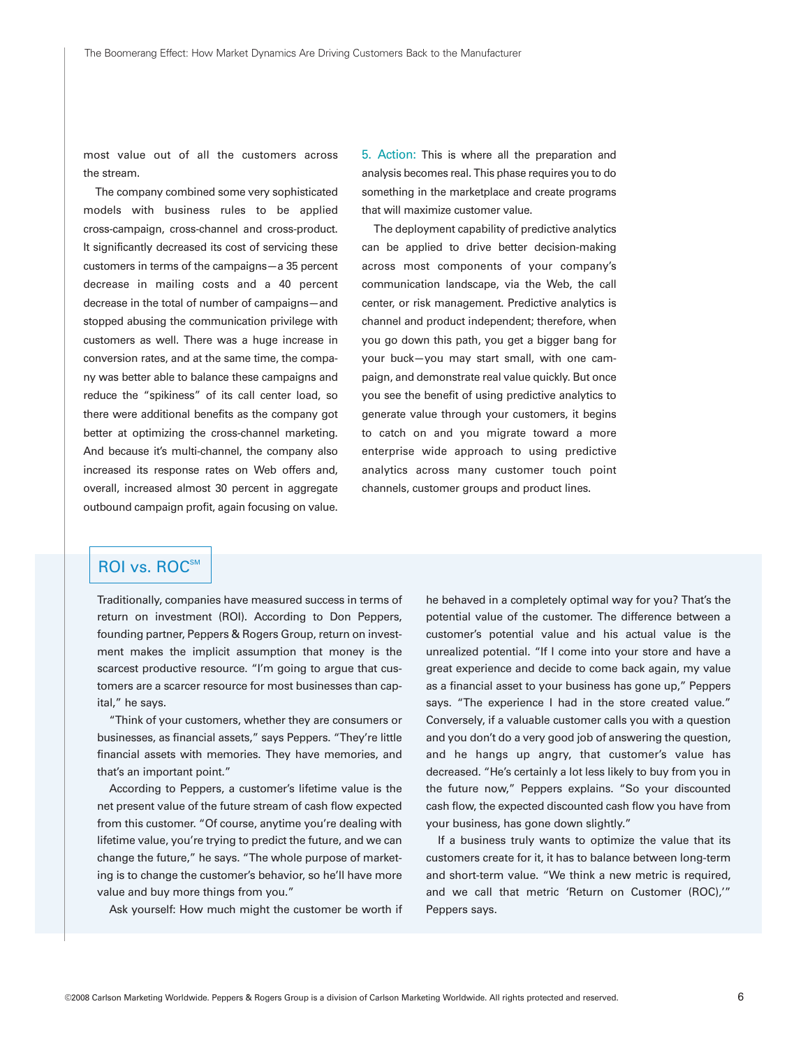most value out of all the customers across the stream.

The company combined some very sophisticated models with business rules to be applied cross-campaign, cross-channel and cross-product. It significantly decreased its cost of servicing these customers in terms of the campaigns—a 35 percent decrease in mailing costs and a 40 percent decrease in the total of number of campaigns—and stopped abusing the communication privilege with customers as well. There was a huge increase in conversion rates, and at the same time, the company was better able to balance these campaigns and reduce the "spikiness" of its call center load, so there were additional benefits as the company got better at optimizing the cross-channel marketing. And because it's multi-channel, the company also increased its response rates on Web offers and, overall, increased almost 30 percent in aggregate outbound campaign profit, again focusing on value.

**5. Action:** This is where all the preparation and analysis becomes real. This phase requires you to do something in the marketplace and create programs that will maximize customer value.

The deployment capability of predictive analytics can be applied to drive better decision-making across most components of your company's communication landscape, via the Web, the call center, or risk management. Predictive analytics is channel and product independent; therefore, when you go down this path, you get a bigger bang for your buck—you may start small, with one campaign, and demonstrate real value quickly. But once you see the benefit of using predictive analytics to generate value through your customers, it begins to catch on and you migrate toward a more enterprise wide approach to using predictive analytics across many customer touch point channels, customer groups and product lines.

## ROI vs. ROC℠

Traditionally, companies have measured success in terms of return on investment (ROI). According to Don Peppers, founding partner, Peppers & Rogers Group, return on investment makes the implicit assumption that money is the scarcest productive resource. "I'm going to argue that customers are a scarcer resource for most businesses than capital," he says.

"Think of your customers, whether they are consumers or businesses, as financial assets," says Peppers. "They're little financial assets with memories. They have memories, and that's an important point."

According to Peppers, a customer's lifetime value is the net present value of the future stream of cash flow expected from this customer. "Of course, anytime you're dealing with lifetime value, you're trying to predict the future, and we can change the future," he says. "The whole purpose of marketing is to change the customer's behavior, so he'll have more value and buy more things from you."

Ask yourself: How much might the customer be worth if he behaved in a completely optimal way for you? That's the potential value of the customer. The difference between a customer's potential value and his actual value is the unrealized potential. "If I come into your store and have a great experience and decide to come back again, my value as a financial asset to your business has gone up," Peppers says. "The experience I had in the store created value." Conversely, if a valuable customer calls you with a question and you don't do a very good job of answering the question, and he hangs up angry, that customer's value has decreased. "He's certainly a lot less likely to buy from you in the future now," Peppers explains. "So your discounted cash flow, the expected discounted cash flow you have from your business, has gone down slightly."

If a business truly wants to optimize the value that its customers create for it, it has to balance between long-term and short-term value. "We think a new metric is required, and we call that metric 'Return on Customer (ROC),'" Peppers says.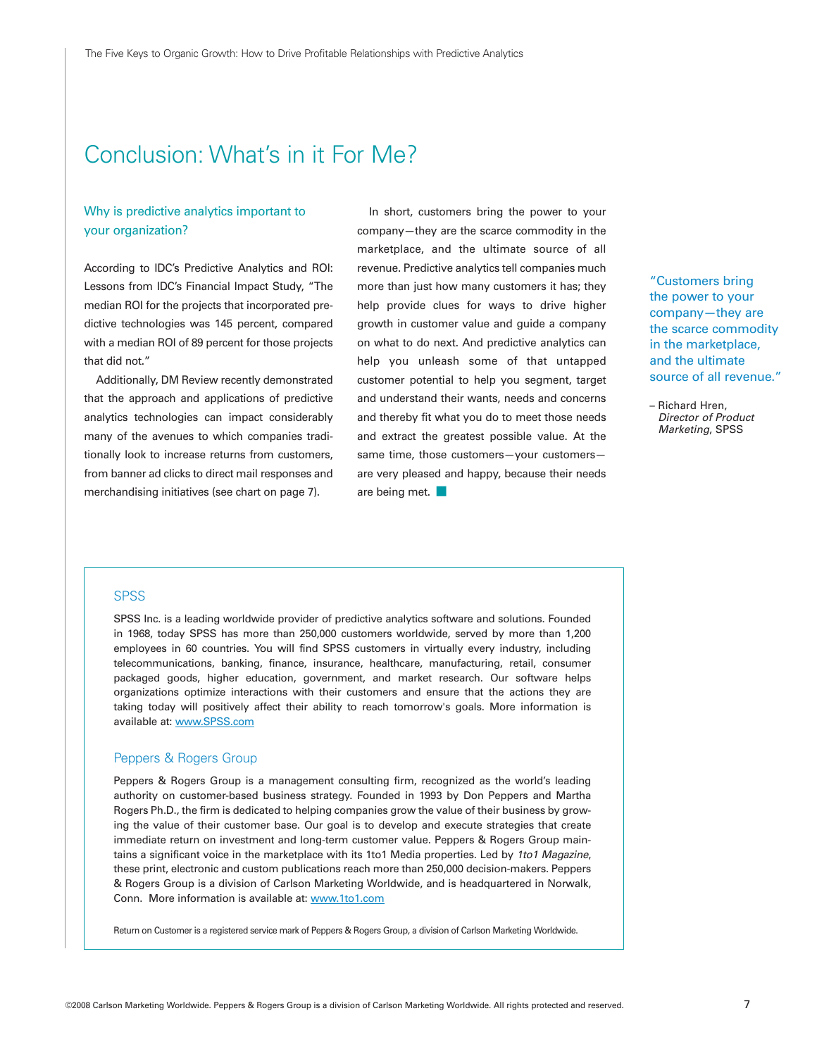# Conclusion: What's in it For Me?

## Why is predictive analytics important to your organization?

According to IDC's Predictive Analytics and ROI: Lessons from IDC's Financial Impact Study, "The median ROI for the projects that incorporated predictive technologies was 145 percent, compared with a median ROI of 89 percent for those projects that did not."

Additionally, DM Review recently demonstrated that the approach and applications of predictive analytics technologies can impact considerably many of the avenues to which companies traditionally look to increase returns from customers, from banner ad clicks to direct mail responses and merchandising initiatives (see chart on page 7).

In short, customers bring the power to your company—they are the scarce commodity in the marketplace, and the ultimate source of all revenue. Predictive analytics tell companies much more than just how many customers it has; they help provide clues for ways to drive higher growth in customer value and guide a company on what to do next. And predictive analytics can help you unleash some of that untapped customer potential to help you segment, target and understand their wants, needs and concerns and thereby fit what you do to meet those needs and extract the greatest possible value. At the same time, those customers—your customers—are very pleased and happy, because their needs are being met. ■

"Customers bring the power to your company—they are the scarce commodity in the marketplace, and the ultimate source of all revenue."

– Richard Hren, *Director of Product Marketing*, SPSS

## SPSS

SPSS Inc. is a leading worldwide provider of predictive analytics software and solutions. Founded in 1968, today SPSS has more than 250,000 customers worldwide, served by more than 1,200 employees in 60 countries. You will find SPSS customers in virtually every industry, including telecommunications, banking, finance, insurance, healthcare, manufacturing, retail, consumer packaged goods, higher education, government, and market research. Our software helps organizations optimize interactions with their customers and ensure that the actions they are taking today will positively affect their ability to reach tomorrow's goals. More information is available at: www.SPSS.com

## Peppers & Rogers Group

Peppers & Rogers Group is a management consulting firm, recognized as the world's leading authority on customer-based business strategy. Founded in 1993 by Don Peppers and Martha Rogers Ph.D., the firm is dedicated to helping companies grow the value of their business by growing the value of their customer base. Our goal is to develop and execute strategies that create immediate return on investment and long-term customer value. Peppers & Rogers Group maintains a significant voice in the marketplace with its 1to1 Media properties. Led by *1to1 Magazine*, these print, electronic and custom publications reach more than 250,000 decision-makers. Peppers & Rogers Group is a division of Carlson Marketing Worldwide, and is headquartered in Norwalk, Conn. More information is available at: www.1to1.com

Return on Customer is a registered service mark of Peppers & Rogers Group, a division of Carlson Marketing Worldwide.

©2008 Carlson Marketing Worldwide. Peppers & Rogers Group is a division of Carlson Marketing Worldwide. All rights protected and reserved.